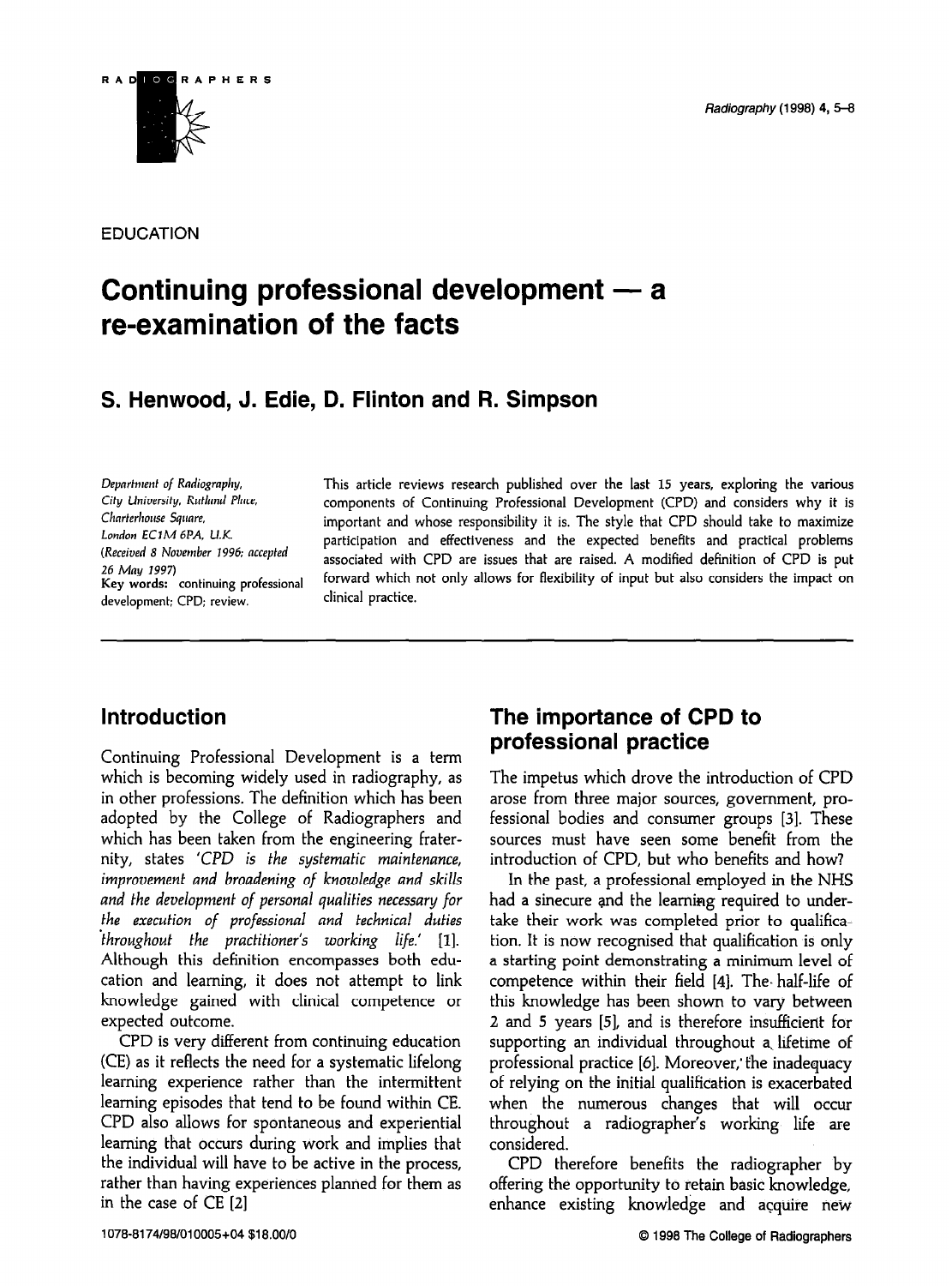EDUCATION

# Continuing professional development — a re-examination of the facts

## S. Henwood, J. Edie, D. Flinton and R. Simpson

*Department of Radiography, City University, Rutland Place, Charterhouse Square, London EC1M 6PA, U.K.*
*(Received 8 November 1996; accepted 26 May 1997)*
**Key words:** continuing professional development; CPD; review.

This article reviews research published over the last 15 years, exploring the various components of Continuing Professional Development (CPD) and considers why it is important and whose responsibility it is. The style that CPD should take to maximize participation and effectiveness and the expected benefits and practical problems associated with CPD are issues that are raised. A modified definition of CPD is put forward which not only allows for flexibility of input but also considers the impact on clinical practice.

## Introduction

Continuing Professional Development is a term which is becoming widely used in radiography, as in other professions. The definition which has been adopted by the College of Radiographers and which has been taken from the engineering fraternity, states '*CPD is the systematic maintenance, improvement and broadening of knowledge and skills and the development of personal qualities necessary for the execution of professional and technical duties throughout the practitioner's working life.*' [1]. Although this definition encompasses both education and learning, it does not attempt to link knowledge gained with clinical competence or expected outcome.

CPD is very different from continuing education (CE) as it reflects the need for a systematic lifelong learning experience rather than the intermittent learning episodes that tend to be found within CE. CPD also allows for spontaneous and experiential learning that occurs during work and implies that the individual will have to be active in the process, rather than having experiences planned for them as in the case of CE [2]

## The importance of CPD to professional practice

The impetus which drove the introduction of CPD arose from three major sources, government, professional bodies and consumer groups [3]. These sources must have seen some benefit from the introduction of CPD, but who benefits and how?

In the past, a professional employed in the NHS had a sinecure and the learning required to undertake their work was completed prior to qualification. It is now recognised that qualification is only a starting point demonstrating a minimum level of competence within their field [4]. The half-life of this knowledge has been shown to vary between 2 and 5 years [5], and is therefore insufficient for supporting an individual throughout a lifetime of professional practice [6]. Moreover, the inadequacy of relying on the initial qualification is exacerbated when the numerous changes that will occur throughout a radiographer's working life are considered.

CPD therefore benefits the radiographer by offering the opportunity to retain basic knowledge, enhance existing knowledge and acquire new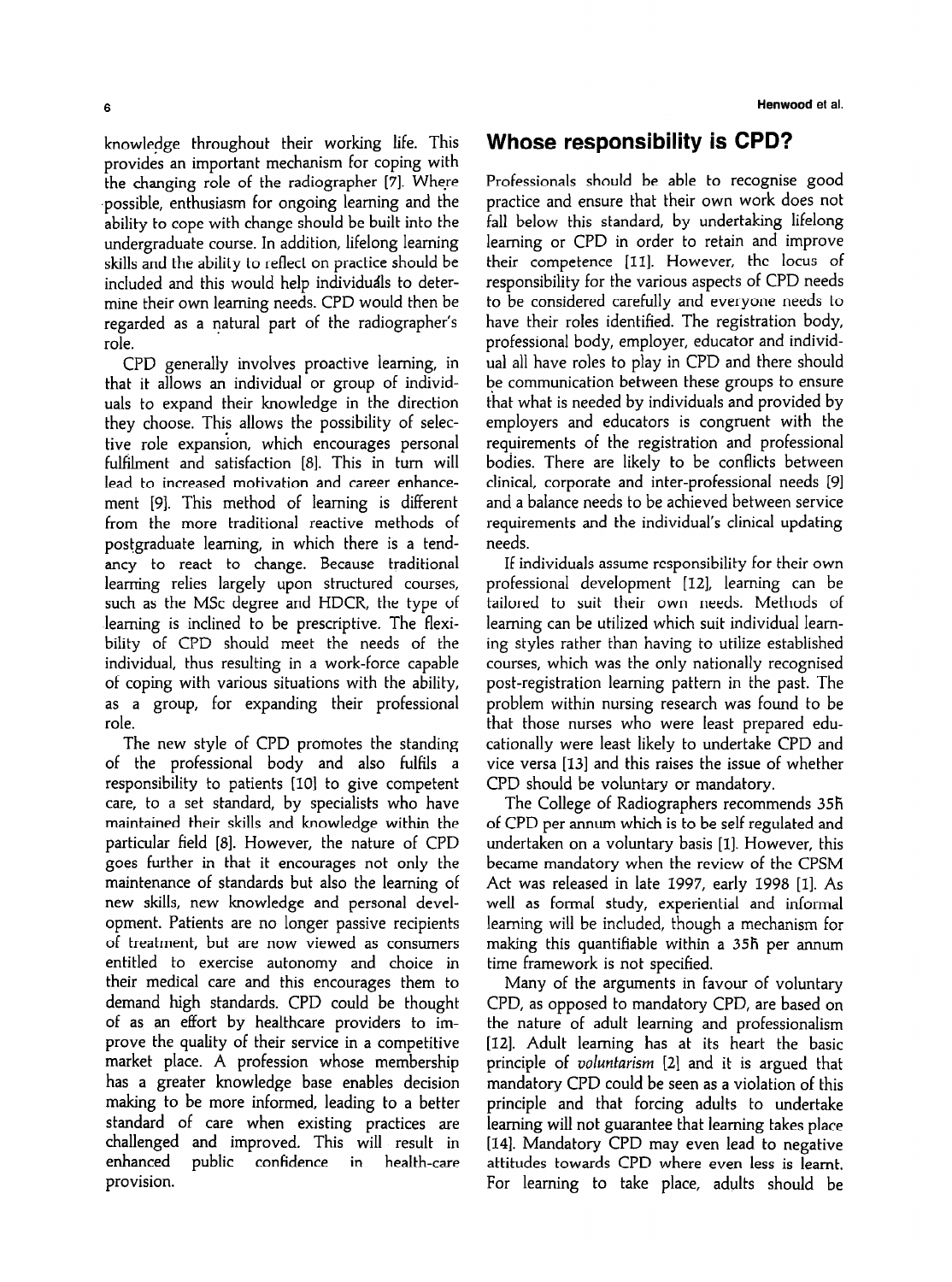knowledge throughout their working life. This provides an important mechanism for coping with the changing role of the radiographer [7]. Where possible, enthusiasm for ongoing learning and the ability to cope with change should be built into the undergraduate course. In addition, lifelong learning skills and the ability to reflect on practice should be included and this would help individuals to determine their own learning needs. CPD would then be regarded as a natural part of the radiographer's role.

CPD generally involves proactive learning, in that it allows an individual or group of individuals to expand their knowledge in the direction they choose. This allows the possibility of selective role expansion, which encourages personal fulfilment and satisfaction [8]. This in turn will lead to increased motivation and career enhancement [9]. This method of learning is different from the more traditional reactive methods of postgraduate learning, in which there is a tendancy to react to change. Because traditional learning relies largely upon structured courses, such as the MSc degree and HDCR, the type of learning is inclined to be prescriptive. The flexibility of CPD should meet the needs of the individual, thus resulting in a work-force capable of coping with various situations with the ability, as a group, for expanding their professional role.

The new style of CPD promotes the standing of the professional body and also fulfils a responsibility to patients [10] to give competent care, to a set standard, by specialists who have maintained their skills and knowledge within the particular field [8]. However, the nature of CPD goes further in that it encourages not only the maintenance of standards but also the learning of new skills, new knowledge and personal development. Patients are no longer passive recipients of treatment, but are now viewed as consumers entitled to exercise autonomy and choice in their medical care and this encourages them to demand high standards. CPD could be thought of as an effort by healthcare providers to improve the quality of their service in a competitive market place. A profession whose membership has a greater knowledge base enables decision making to be more informed, leading to a better standard of care when existing practices are challenged and improved. This will result in enhanced public confidence in health-care provision.

## Whose responsibility is CPD?

Professionals should be able to recognise good practice and ensure that their own work does not fall below this standard, by undertaking lifelong learning or CPD in order to retain and improve their competence [11]. However, the locus of responsibility for the various aspects of CPD needs to be considered carefully and everyone needs to have their roles identified. The registration body, professional body, employer, educator and individual all have roles to play in CPD and there should be communication between these groups to ensure that what is needed by individuals and provided by employers and educators is congruent with the requirements of the registration and professional bodies. There are likely to be conflicts between clinical, corporate and inter-professional needs [9] and a balance needs to be achieved between service requirements and the individual's clinical updating needs.

If individuals assume responsibility for their own professional development [12], learning can be tailored to suit their own needs. Methods of learning can be utilized which suit individual learning styles rather than having to utilize established courses, which was the only nationally recognised post-registration learning pattern in the past. The problem within nursing research was found to be that those nurses who were least prepared educationally were least likely to undertake CPD and vice versa [13] and this raises the issue of whether CPD should be voluntary or mandatory.

The College of Radiographers recommends 35h of CPD per annum which is to be self regulated and undertaken on a voluntary basis [1]. However, this became mandatory when the review of the CPSM Act was released in late 1997, early 1998 [1]. As well as formal study, experiential and informal learning will be included, though a mechanism for making this quantifiable within a 35h per annum time framework is not specified.

Many of the arguments in favour of voluntary CPD, as opposed to mandatory CPD, are based on the nature of adult learning and professionalism [12]. Adult learning has at its heart the basic principle of *voluntarism* [2] and it is argued that mandatory CPD could be seen as a violation of this principle and that forcing adults to undertake learning will not guarantee that learning takes place [14]. Mandatory CPD may even lead to negative attitudes towards CPD where even less is learnt. For learning to take place, adults should be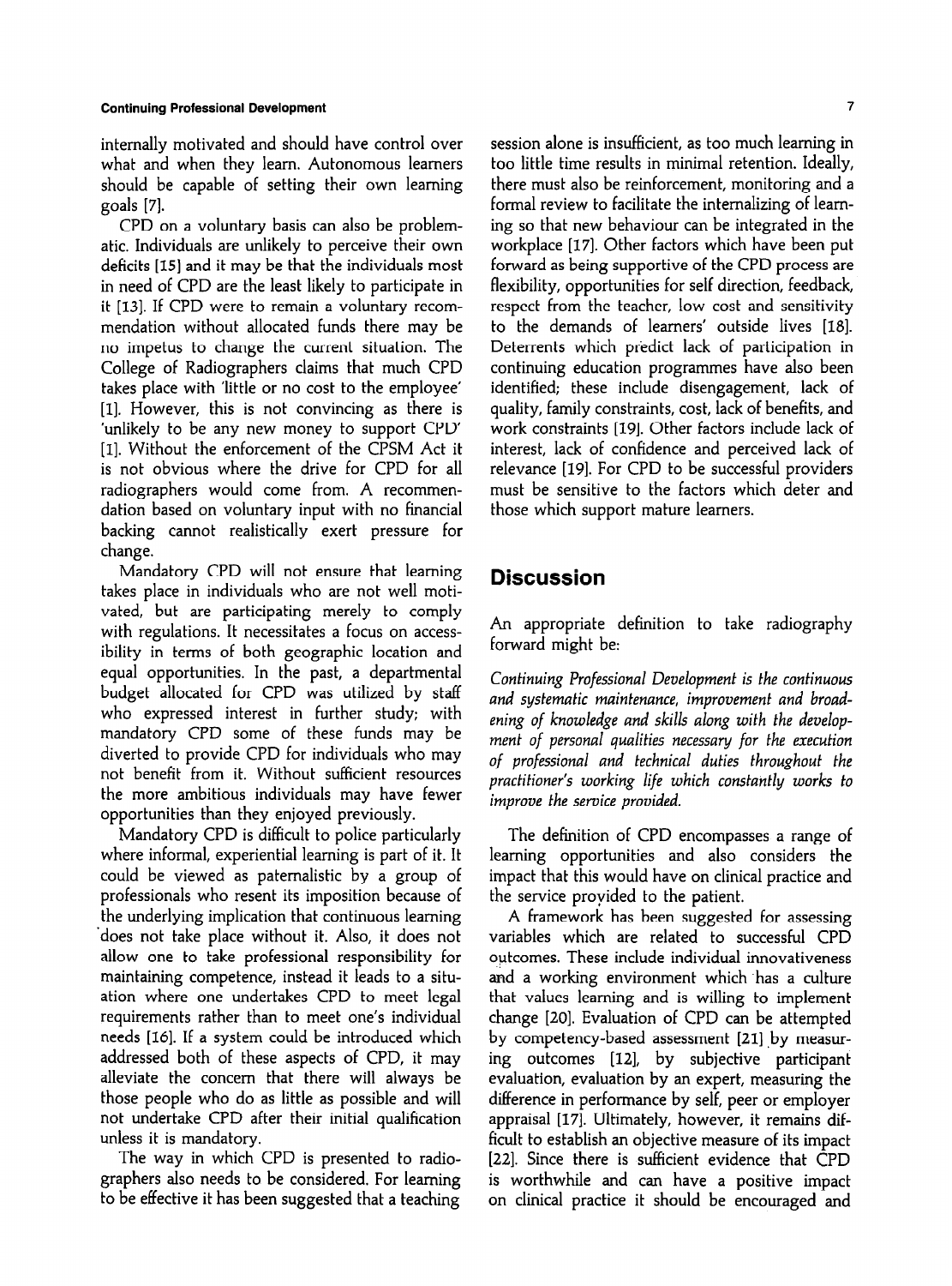internally motivated and should have control over what and when they learn. Autonomous learners should be capable of setting their own learning goals [7].

CPD on a voluntary basis can also be problematic. Individuals are unlikely to perceive their own deficits [15] and it may be that the individuals most in need of CPD are the least likely to participate in it [13]. If CPD were to remain a voluntary recommendation without allocated funds there may be no impetus to change the current situation. The College of Radiographers claims that much CPD takes place with 'little or no cost to the employee' [1]. However, this is not convincing as there is 'unlikely to be any new money to support CPD' [1]. Without the enforcement of the CPSM Act it is not obvious where the drive for CPD for all radiographers would come from. A recommendation based on voluntary input with no financial backing cannot realistically exert pressure for change.

Mandatory CPD will not ensure that learning takes place in individuals who are not well motivated, but are participating merely to comply with regulations. It necessitates a focus on accessibility in terms of both geographic location and equal opportunities. In the past, a departmental budget allocated for CPD was utilized by staff who expressed interest in further study; with mandatory CPD some of these funds may be diverted to provide CPD for individuals who may not benefit from it. Without sufficient resources the more ambitious individuals may have fewer opportunities than they enjoyed previously.

Mandatory CPD is difficult to police particularly where informal, experiential learning is part of it. It could be viewed as paternalistic by a group of professionals who resent its imposition because of the underlying implication that continuous learning does not take place without it. Also, it does not allow one to take professional responsibility for maintaining competence, instead it leads to a situation where one undertakes CPD to meet legal requirements rather than to meet one's individual needs [16]. If a system could be introduced which addressed both of these aspects of CPD, it may alleviate the concern that there will always be those people who do as little as possible and will not undertake CPD after their initial qualification unless it is mandatory.

The way in which CPD is presented to radiographers also needs to be considered. For learning to be effective it has been suggested that a teaching session alone is insufficient, as too much learning in too little time results in minimal retention. Ideally, there must also be reinforcement, monitoring and a formal review to facilitate the internalizing of learning so that new behaviour can be integrated in the workplace [17]. Other factors which have been put forward as being supportive of the CPD process are flexibility, opportunities for self direction, feedback, respect from the teacher, low cost and sensitivity to the demands of learners' outside lives [18]. Deterrents which predict lack of participation in continuing education programmes have also been identified; these include disengagement, lack of quality, family constraints, cost, lack of benefits, and work constraints [19]. Other factors include lack of interest, lack of confidence and perceived lack of relevance [19]. For CPD to be successful providers must be sensitive to the factors which deter and those which support mature learners.

## Discussion

An appropriate definition to take radiography forward might be:

*Continuing Professional Development is the continuous and systematic maintenance, improvement and broadening of knowledge and skills along with the development of personal qualities necessary for the execution of professional and technical duties throughout the practitioner's working life which constantly works to improve the service provided.*

The definition of CPD encompasses a range of learning opportunities and also considers the impact that this would have on clinical practice and the service provided to the patient.

A framework has been suggested for assessing variables which are related to successful CPD outcomes. These include individual innovativeness and a working environment which has a culture that values learning and is willing to implement change [20]. Evaluation of CPD can be attempted by competency-based assessment [21] by measuring outcomes [12], by subjective participant evaluation, evaluation by an expert, measuring the difference in performance by self, peer or employer appraisal [17]. Ultimately, however, it remains difficult to establish an objective measure of its impact [22]. Since there is sufficient evidence that CPD is worthwhile and can have a positive impact on clinical practice it should be encouraged and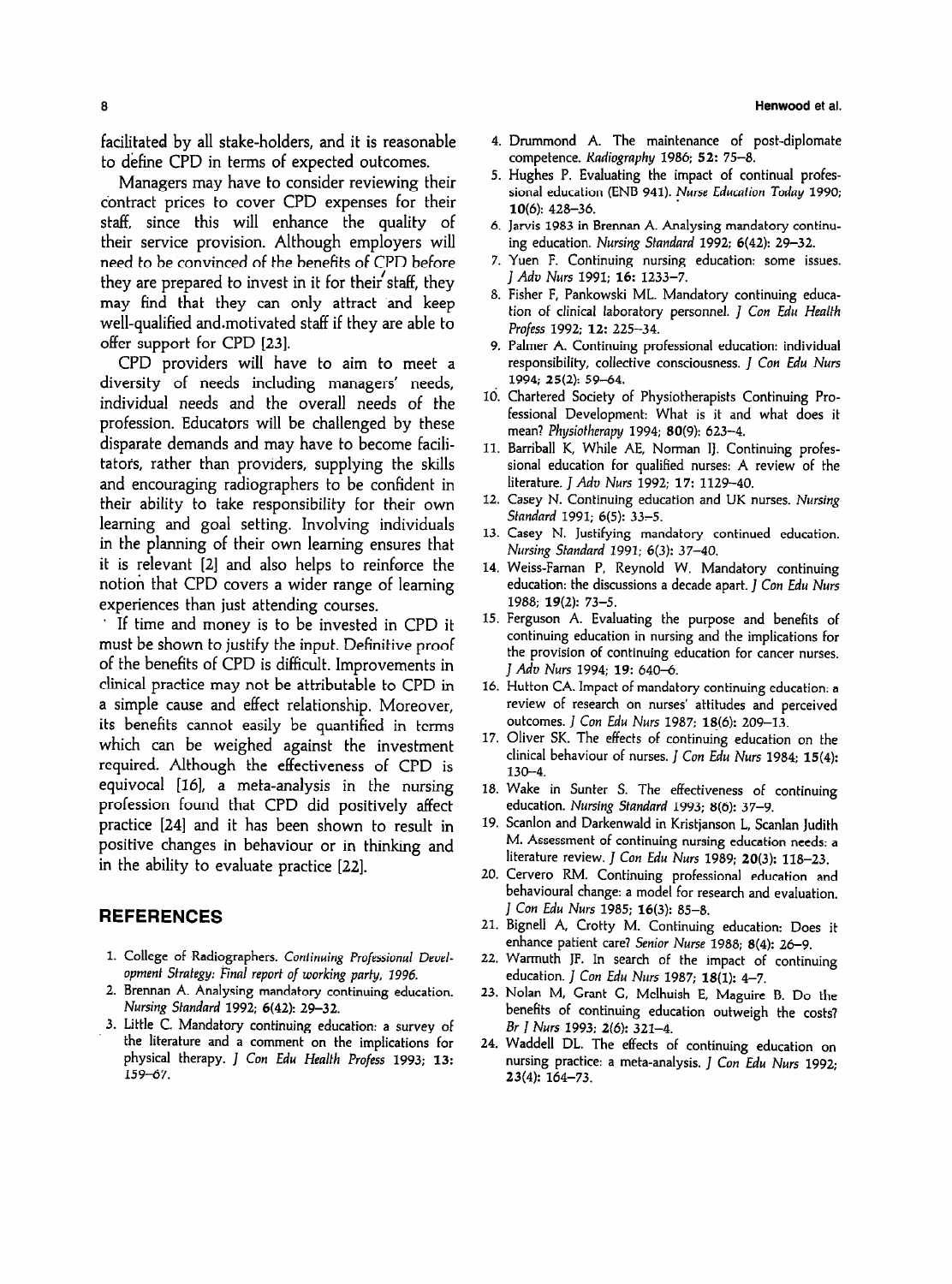facilitated by all stake-holders, and it is reasonable to define CPD in terms of expected outcomes.

Managers may have to consider reviewing their contract prices to cover CPD expenses for their staff, since this will enhance the quality of their service provision. Although employers will need to be convinced of the benefits of CPD before they are prepared to invest in it for their staff, they may find that they can only attract and keep well-qualified and motivated staff if they are able to offer support for CPD [23].

CPD providers will have to aim to meet a diversity of needs including managers' needs, individual needs and the overall needs of the profession. Educators will be challenged by these disparate demands and may have to become facilitators, rather than providers, supplying the skills and encouraging radiographers to be confident in their ability to take responsibility for their own learning and goal setting. Involving individuals in the planning of their own learning ensures that it is relevant [2] and also helps to reinforce the notion that CPD covers a wider range of learning experiences than just attending courses.

If time and money is to be invested in CPD it must be shown to justify the input. Definitive proof of the benefits of CPD is difficult. Improvements in clinical practice may not be attributable to CPD in a simple cause and effect relationship. Moreover, its benefits cannot easily be quantified in terms which can be weighed against the investment required. Although the effectiveness of CPD is equivocal [16], a meta-analysis in the nursing profession found that CPD did positively affect practice [24] and it has been shown to result in positive changes in behaviour or in thinking and in the ability to evaluate practice [22].

## REFERENCES

1. College of Radiographers. *Continuing Professional Development Strategy: Final report of working party, 1996.*
2. Brennan A. Analysing mandatory continuing education. *Nursing Standard* 1992; **6**(42): 29–32.
3. Little C. Mandatory continuing education: a survey of the literature and a comment on the implications for physical therapy. *J Con Edu Health Profess* 1993; **13**: 159–67.
4. Drummond A. The maintenance of post-diplomate competence. *Radiography* 1986; **52**: 75–8.
5. Hughes P. Evaluating the impact of continual professional education (ENB 941). *Nurse Education Today* 1990; **10**(6): 428–36.
6. Jarvis 1983 in Brennan A. Analysing mandatory continuing education. *Nursing Standard* 1992; **6**(42): 29–32.
7. Yuen F. Continuing nursing education: some issues. *J Adv Nurs* 1991; **16**: 1233–7.
8. Fisher F, Pankowski ML. Mandatory continuing education of clinical laboratory personnel. *J Con Edu Health Profess* 1992; **12**: 225–34.
9. Palmer A. Continuing professional education: individual responsibility, collective consciousness. *J Con Edu Nurs* 1994; **25**(2): 59–64.
10. Chartered Society of Physiotherapists Continuing Professional Development: What is it and what does it mean? *Physiotherapy* 1994; **80**(9): 623–4.
11. Barriball K, While AE, Norman IJ. Continuing professional education for qualified nurses: A review of the literature. *J Adv Nurs* 1992; **17**: 1129–40.
12. Casey N. Continuing education and UK nurses. *Nursing Standard* 1991; **6**(5): 33–5.
13. Casey N. Justifying mandatory continued education. *Nursing Standard* 1991; **6**(3): 37–40.
14. Weiss-Farnan P, Reynold W. Mandatory continuing education: the discussions a decade apart. *J Con Edu Nurs* 1988; **19**(2): 73–5.
15. Ferguson A. Evaluating the purpose and benefits of continuing education in nursing and the implications for the provision of continuing education for cancer nurses. *J Adv Nurs* 1994; **19**: 640–6.
16. Hutton CA. Impact of mandatory continuing education: a review of research on nurses' attitudes and perceived outcomes. *J Con Edu Nurs* 1987; **18**(6): 209–13.
17. Oliver SK. The effects of continuing education on the clinical behaviour of nurses. *J Con Edu Nurs* 1984; **15**(4): 130–4.
18. Wake in Sunter S. The effectiveness of continuing education. *Nursing Standard* 1993; **8**(6): 37–9.
19. Scanlon and Darkenwald in Kristjanson L, Scanlan Judith M. Assessment of continuing nursing education needs: a literature review. *J Con Edu Nurs* 1989; **20**(3): 118–23.
20. Cervero RM. Continuing professional education and behavioural change: a model for research and evaluation. *J Con Edu Nurs* 1985; **16**(3): 85–8.
21. Bignell A, Crotty M. Continuing education: Does it enhance patient care? *Senior Nurse* 1988; **8**(4): 26–9.
22. Warmuth JF. In search of the impact of continuing education. *J Con Edu Nurs* 1987; **18**(1): 4–7.
23. Nolan M, Grant G, McIhuish E, Maguire B. Do the benefits of continuing education outweigh the costs? *Br J Nurs* 1993; **2**(6): 321–4.
24. Waddell DL. The effects of continuing education on nursing practice: a meta-analysis. *J Con Edu Nurs* 1992; **23**(4): 164–73.